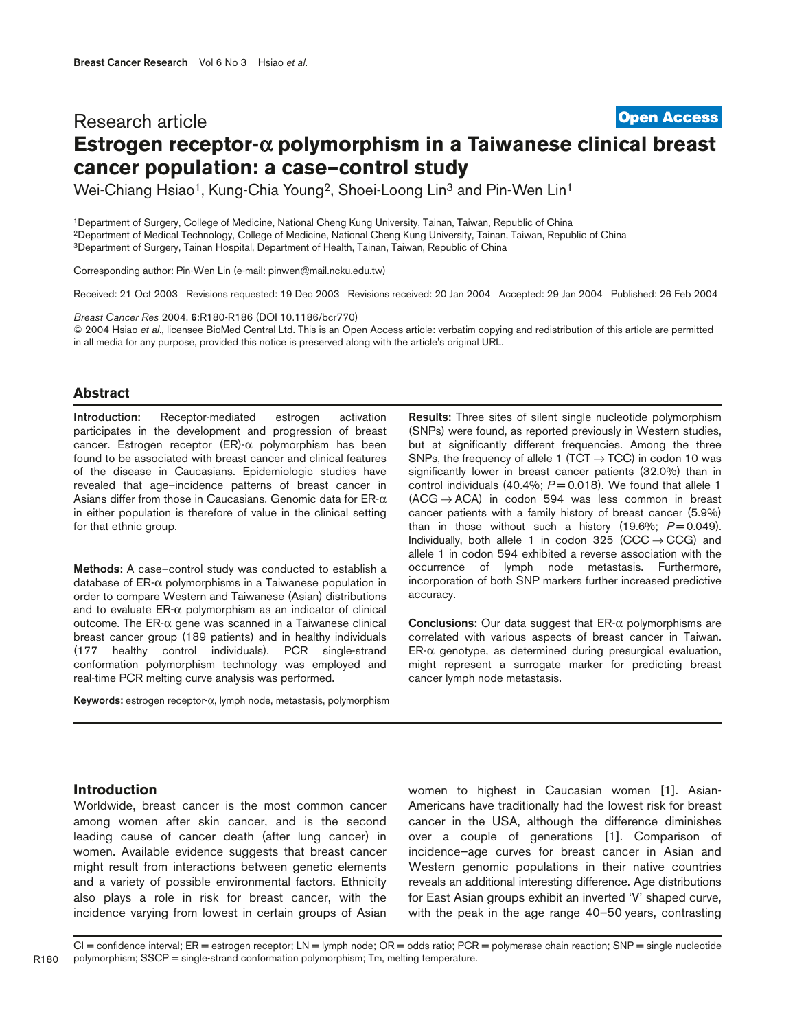Research article

**Open Access**

# Estrogen receptor-α polymorphism in a Taiwanese clinical breast cancer population: a case–control study

Wei-Chiang Hsiao[1], Kung-Chia Young[2], Shoei-Loong Lin[3] and Pin-Wen Lin[1]

[1]Department of Surgery, College of Medicine, National Cheng Kung University, Tainan, Taiwan, Republic of China
[2]Department of Medical Technology, College of Medicine, National Cheng Kung University, Tainan, Taiwan, Republic of China
[3]Department of Surgery, Tainan Hospital, Department of Health, Tainan, Taiwan, Republic of China

Corresponding author: Pin-Wen Lin (e-mail: pinwen@mail.ncku.edu.tw)

Received: 21 Oct 2003 Revisions requested: 19 Dec 2003 Revisions received: 20 Jan 2004 Accepted: 29 Jan 2004 Published: 26 Feb 2004

*Breast Cancer Res* 2004, **6**:R180-R186 (DOI 10.1186/bcr770)
© 2004 Hsiao *et al*., licensee BioMed Central Ltd. This is an Open Access article: verbatim copying and redistribution of this article are permitted in all media for any purpose, provided this notice is preserved along with the article's original URL.

## Abstract

**Introduction:** Receptor-mediated estrogen activation participates in the development and progression of breast cancer. Estrogen receptor (ER)-α polymorphism has been found to be associated with breast cancer and clinical features of the disease in Caucasians. Epidemiologic studies have revealed that age–incidence patterns of breast cancer in Asians differ from those in Caucasians. Genomic data for ER-α in either population is therefore of value in the clinical setting for that ethnic group.

**Methods:** A case–control study was conducted to establish a database of ER-α polymorphisms in a Taiwanese population in order to compare Western and Taiwanese (Asian) distributions and to evaluate ER-α polymorphism as an indicator of clinical outcome. The ER-α gene was scanned in a Taiwanese clinical breast cancer group (189 patients) and in healthy individuals (177 healthy control individuals). PCR single-strand conformation polymorphism technology was employed and real-time PCR melting curve analysis was performed.

**Results:** Three sites of silent single nucleotide polymorphism (SNPs) were found, as reported previously in Western studies, but at significantly different frequencies. Among the three SNPs, the frequency of allele 1 (TCT → TCC) in codon 10 was significantly lower in breast cancer patients (32.0%) than in control individuals (40.4%; $P = 0.018$). We found that allele 1 (ACG → ACA) in codon 594 was less common in breast cancer patients with a family history of breast cancer (5.9%) than in those without such a history (19.6%; $P = 0.049$). Individually, both allele 1 in codon 325 (CCC → CCG) and allele 1 in codon 594 exhibited a reverse association with the occurrence of lymph node metastasis. Furthermore, incorporation of both SNP markers further increased predictive accuracy.

**Conclusions:** Our data suggest that ER-α polymorphisms are correlated with various aspects of breast cancer in Taiwan. ER-α genotype, as determined during presurgical evaluation, might represent a surrogate marker for predicting breast cancer lymph node metastasis.

**Keywords:** estrogen receptor-α, lymph node, metastasis, polymorphism

## Introduction

Worldwide, breast cancer is the most common cancer among women after skin cancer, and is the second leading cause of cancer death (after lung cancer) in women. Available evidence suggests that breast cancer might result from interactions between genetic elements and a variety of possible environmental factors. Ethnicity also plays a role in risk for breast cancer, with the incidence varying from lowest in certain groups of Asian women to highest in Caucasian women [1]. Asian-Americans have traditionally had the lowest risk for breast cancer in the USA, although the difference diminishes over a couple of generations [1]. Comparison of incidence–age curves for breast cancer in Asian and Western genomic populations in their native countries reveals an additional interesting difference. Age distributions for East Asian groups exhibit an inverted 'V' shaped curve, with the peak in the age range 40–50 years, contrasting

CI = confidence interval; ER = estrogen receptor; LN = lymph node; OR = odds ratio; PCR = polymerase chain reaction; SNP = single nucleotide polymorphism; SSCP = single-strand conformation polymorphism; Tm, melting temperature.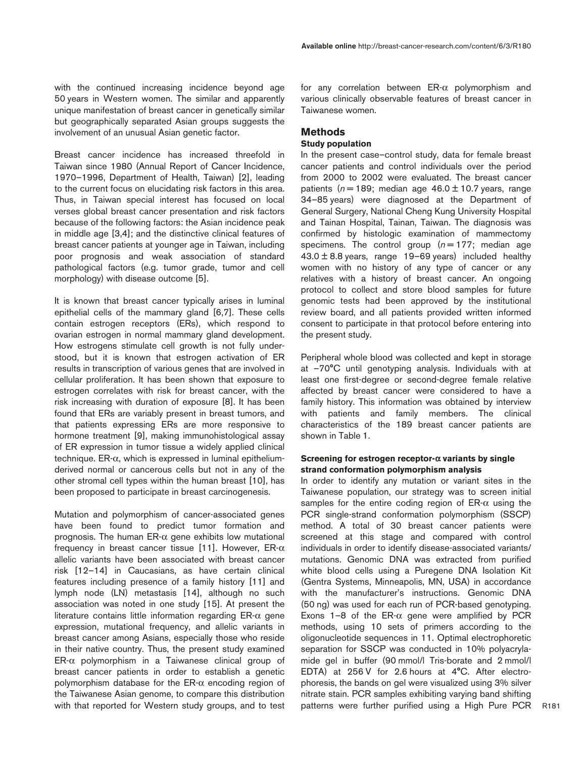with the continued increasing incidence beyond age 50 years in Western women. The similar and apparently unique manifestation of breast cancer in genetically similar but geographically separated Asian groups suggests the involvement of an unusual Asian genetic factor.

Breast cancer incidence has increased threefold in Taiwan since 1980 (Annual Report of Cancer Incidence, 1970–1996, Department of Health, Taiwan) [2], leading to the current focus on elucidating risk factors in this area. Thus, in Taiwan special interest has focused on local verses global breast cancer presentation and risk factors because of the following factors: the Asian incidence peak in middle age [3,4]; and the distinctive clinical features of breast cancer patients at younger age in Taiwan, including poor prognosis and weak association of standard pathological factors (e.g. tumor grade, tumor and cell morphology) with disease outcome [5].

It is known that breast cancer typically arises in luminal epithelial cells of the mammary gland [6,7]. These cells contain estrogen receptors (ERs), which respond to ovarian estrogen in normal mammary gland development. How estrogens stimulate cell growth is not fully understood, but it is known that estrogen activation of ER results in transcription of various genes that are involved in cellular proliferation. It has been shown that exposure to estrogen correlates with risk for breast cancer, with the risk increasing with duration of exposure [8]. It has been found that ERs are variably present in breast tumors, and that patients expressing ERs are more responsive to hormone treatment [9], making immunohistological assay of ER expression in tumor tissue a widely applied clinical technique. ER-$\alpha$, which is expressed in luminal epithelium-derived normal or cancerous cells but not in any of the other stromal cell types within the human breast [10], has been proposed to participate in breast carcinogenesis.

Mutation and polymorphism of cancer-associated genes have been found to predict tumor formation and prognosis. The human ER-$\alpha$ gene exhibits low mutational frequency in breast cancer tissue [11]. However, ER-$\alpha$ allelic variants have been associated with breast cancer risk [12–14] in Caucasians, as have certain clinical features including presence of a family history [11] and lymph node (LN) metastasis [14], although no such association was noted in one study [15]. At present the literature contains little information regarding ER-$\alpha$ gene expression, mutational frequency, and allelic variants in breast cancer among Asians, especially those who reside in their native country. Thus, the present study examined ER-$\alpha$ polymorphism in a Taiwanese clinical group of breast cancer patients in order to establish a genetic polymorphism database for the ER-$\alpha$ encoding region of the Taiwanese Asian genome, to compare this distribution with that reported for Western study groups, and to test for any correlation between ER-$\alpha$ polymorphism and various clinically observable features of breast cancer in Taiwanese women.

## Methods

### Study population

In the present case–control study, data for female breast cancer patients and control individuals over the period from 2000 to 2002 were evaluated. The breast cancer patients ($n = 189$; median age $46.0 \pm 10.7$ years, range 34–85 years) were diagnosed at the Department of General Surgery, National Cheng Kung University Hospital and Tainan Hospital, Tainan, Taiwan. The diagnosis was confirmed by histologic examination of mammectomy specimens. The control group ($n = 177$; median age $43.0 \pm 8.8$ years, range 19–69 years) included healthy women with no history of any type of cancer or any relatives with a history of breast cancer. An ongoing protocol to collect and store blood samples for future genomic tests had been approved by the institutional review board, and all patients provided written informed consent to participate in that protocol before entering into the present study.

Peripheral whole blood was collected and kept in storage at −70°C until genotyping analysis. Individuals with at least one first-degree or second-degree female relative affected by breast cancer were considered to have a family history. This information was obtained by interview with patients and family members. The clinical characteristics of the 189 breast cancer patients are shown in Table 1.

### Screening for estrogen receptor-$\alpha$ variants by single strand conformation polymorphism analysis

In order to identify any mutation or variant sites in the Taiwanese population, our strategy was to screen initial samples for the entire coding region of ER-$\alpha$ using the PCR single-strand conformation polymorphism (SSCP) method. A total of 30 breast cancer patients were screened at this stage and compared with control individuals in order to identify disease-associated variants/mutations. Genomic DNA was extracted from purified white blood cells using a Puregene DNA Isolation Kit (Gentra Systems, Minneapolis, MN, USA) in accordance with the manufacturer's instructions. Genomic DNA (50 ng) was used for each run of PCR-based genotyping. Exons 1–8 of the ER-$\alpha$ gene were amplified by PCR methods, using 10 sets of primers according to the oligonucleotide sequences in 11. Optimal electrophoretic separation for SSCP was conducted in 10% polyacrylamide gel in buffer (90 mmol/l Tris-borate and 2 mmol/l EDTA) at 256 V for 2.6 hours at 4°C. After electrophoresis, the bands on gel were visualized using 3% silver nitrate stain. PCR samples exhibiting varying band shifting patterns were further purified using a High Pure PCR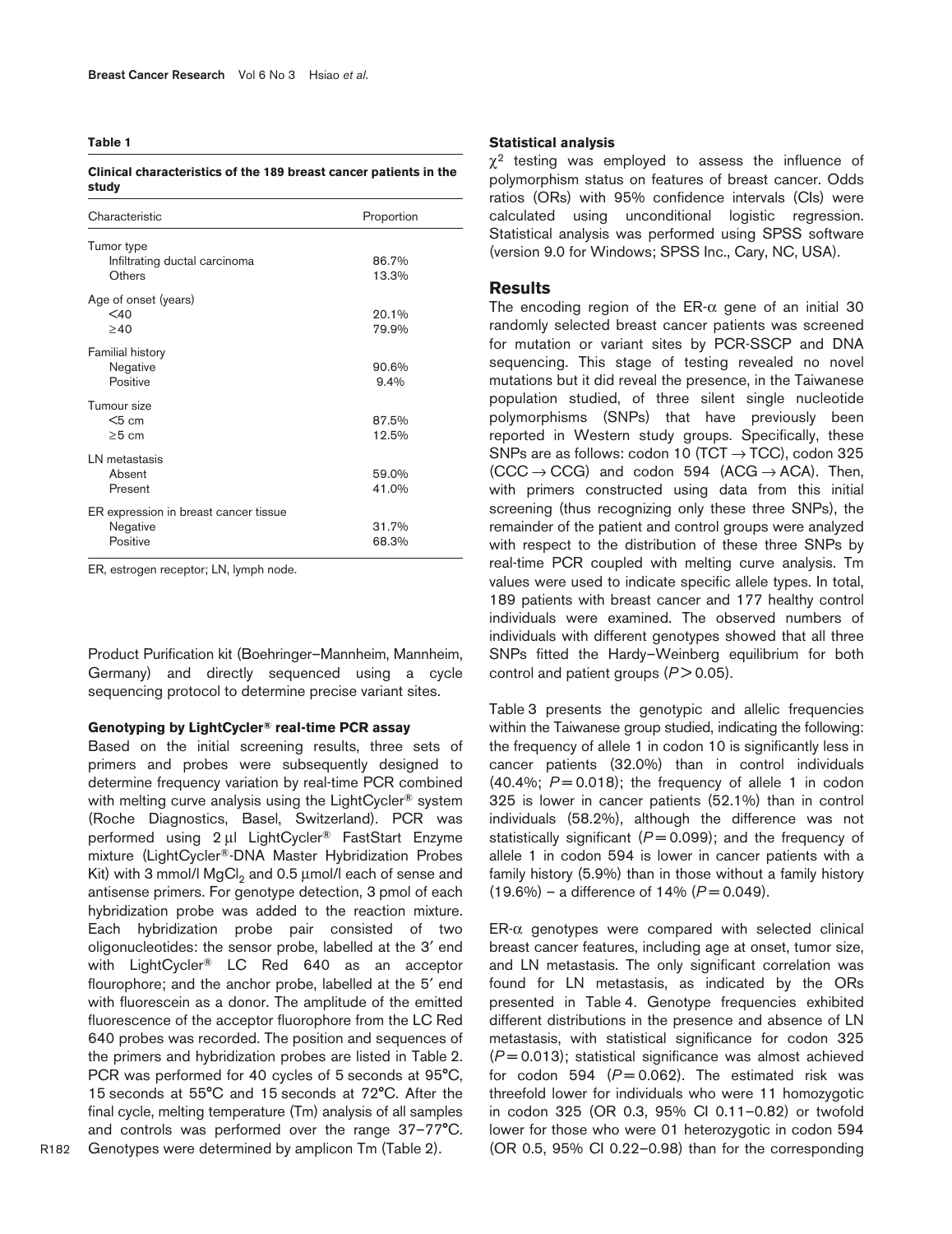**Table 1**

**Clinical characteristics of the 189 breast cancer patients in the study**

| Characteristic | Proportion |
|---|---|
| Tumor type | |
| Infiltrating ductal carcinoma | 86.7% |
| Others | 13.3% |
| Age of onset (years) | |
| <40 | 20.1% |
| ≥40 | 79.9% |
| Familial history | |
| Negative | 90.6% |
| Positive | 9.4% |
| Tumour size | |
| <5 cm | 87.5% |
| ≥5 cm | 12.5% |
| LN metastasis | |
| Absent | 59.0% |
| Present | 41.0% |
| ER expression in breast cancer tissue | |
| Negative | 31.7% |
| Positive | 68.3% |

ER, estrogen receptor; LN, lymph node.

Product Purification kit (Boehringer–Mannheim, Mannheim, Germany) and directly sequenced using a cycle sequencing protocol to determine precise variant sites.

#### Genotyping by LightCycler® real-time PCR assay

Based on the initial screening results, three sets of primers and probes were subsequently designed to determine frequency variation by real-time PCR combined with melting curve analysis using the LightCycler® system (Roche Diagnostics, Basel, Switzerland). PCR was performed using 2 μl LightCycler® FastStart Enzyme mixture (LightCycler®-DNA Master Hybridization Probes Kit) with 3 mmol/l $MgCl_2$ and 0.5 μmol/l each of sense and antisense primers. For genotype detection, 3 pmol of each hybridization probe was added to the reaction mixture. Each hybridization probe pair consisted of two oligonucleotides: the sensor probe, labelled at the 3′ end with LightCycler® LC Red 640 as an acceptor flourophore; and the anchor probe, labelled at the 5′ end with fluorescein as a donor. The amplitude of the emitted fluorescence of the acceptor fluorophore from the LC Red 640 probes was recorded. The position and sequences of the primers and hybridization probes are listed in Table 2. PCR was performed for 40 cycles of 5 seconds at 95°C, 15 seconds at 55°C and 15 seconds at 72°C. After the final cycle, melting temperature (Tm) analysis of all samples and controls was performed over the range 37–77°C. Genotypes were determined by amplicon Tm (Table 2).

#### Statistical analysis

$\chi^2$ testing was employed to assess the influence of polymorphism status on features of breast cancer. Odds ratios (ORs) with 95% confidence intervals (CIs) were calculated using unconditional logistic regression. Statistical analysis was performed using SPSS software (version 9.0 for Windows; SPSS Inc., Cary, NC, USA).

## Results

The encoding region of the ER-α gene of an initial 30 randomly selected breast cancer patients was screened for mutation or variant sites by PCR-SSCP and DNA sequencing. This stage of testing revealed no novel mutations but it did reveal the presence, in the Taiwanese population studied, of three silent single nucleotide polymorphisms (SNPs) that have previously been reported in Western study groups. Specifically, these SNPs are as follows: codon 10 (TCT → TCC), codon 325 (CCC → CCG) and codon 594 (ACG → ACA). Then, with primers constructed using data from this initial screening (thus recognizing only these three SNPs), the remainder of the patient and control groups were analyzed with respect to the distribution of these three SNPs by real-time PCR coupled with melting curve analysis. Tm values were used to indicate specific allele types. In total, 189 patients with breast cancer and 177 healthy control individuals were examined. The observed numbers of individuals with different genotypes showed that all three SNPs fitted the Hardy–Weinberg equilibrium for both control and patient groups ($P > 0.05$).

Table 3 presents the genotypic and allelic frequencies within the Taiwanese group studied, indicating the following: the frequency of allele 1 in codon 10 is significantly less in cancer patients (32.0%) than in control individuals (40.4%; $P = 0.018$); the frequency of allele 1 in codon 325 is lower in cancer patients (52.1%) than in control individuals (58.2%), although the difference was not statistically significant ($P = 0.099$); and the frequency of allele 1 in codon 594 is lower in cancer patients with a family history (5.9%) than in those without a family history (19.6%) – a difference of 14% ($P = 0.049$).

ER-α genotypes were compared with selected clinical breast cancer features, including age at onset, tumor size, and LN metastasis. The only significant correlation was found for LN metastasis, as indicated by the ORs presented in Table 4. Genotype frequencies exhibited different distributions in the presence and absence of LN metastasis, with statistical significance for codon 325 ($P = 0.013$); statistical significance was almost achieved for codon 594 ($P = 0.062$). The estimated risk was threefold lower for individuals who were 11 homozygotic in codon 325 (OR 0.3, 95% CI 0.11–0.82) or twofold lower for those who were 01 heterozygotic in codon 594 (OR 0.5, 95% CI 0.22–0.98) than for the corresponding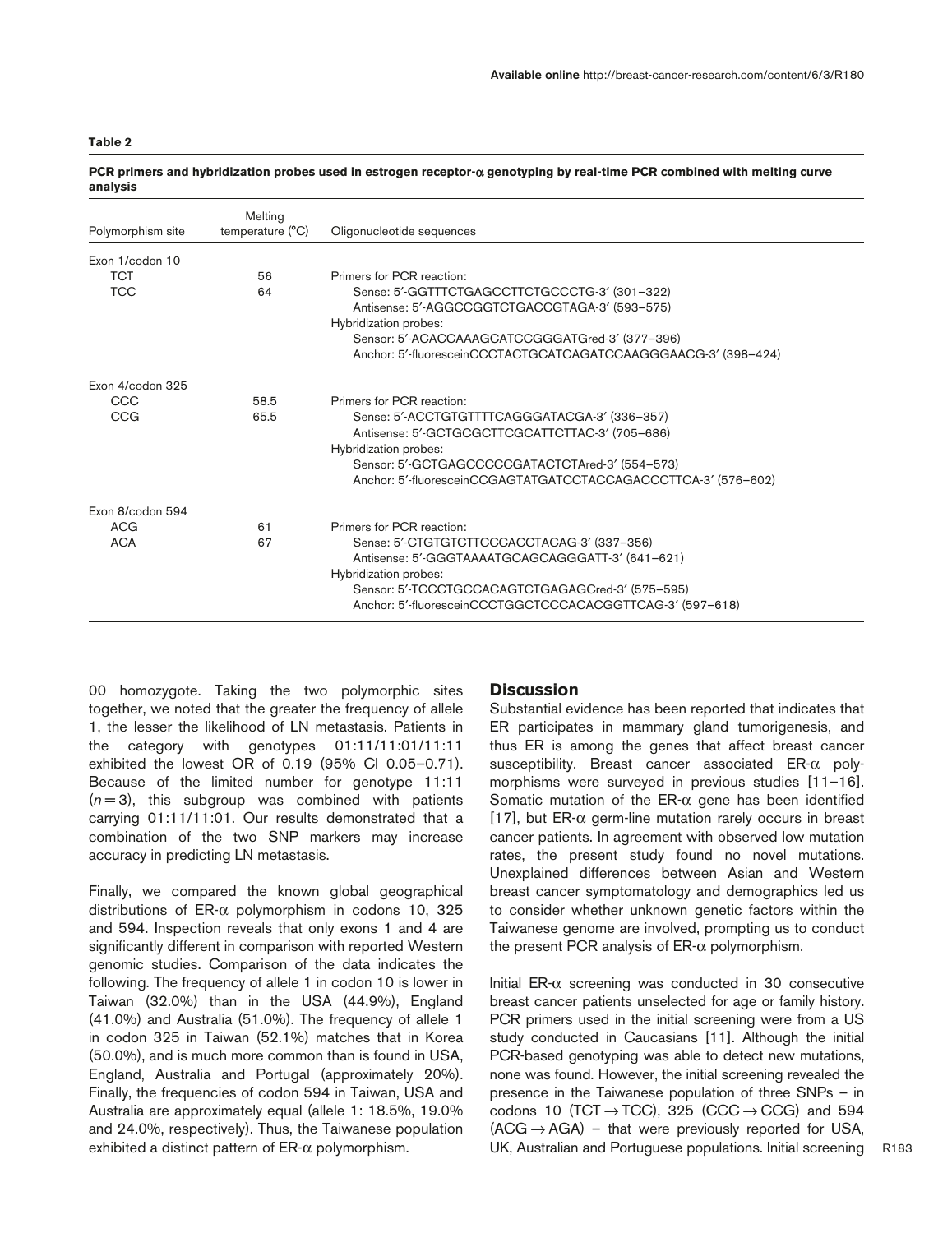**Table 2**

**PCR primers and hybridization probes used in estrogen receptor-α genotyping by real-time PCR combined with melting curve analysis**

| Polymorphism site | Melting temperature (°C) | Oligonucleotide sequences |
|---|---|---|
| Exon 1/codon 10 | | |
| TCT | 56 | Primers for PCR reaction: |
| TCC | 64 | Sense: 5′-GGTTTCTGAGCCTTCTGCCCTG-3′ (301–322) |
| | | Antisense: 5′-AGGCCGGTCTGACCGTAGA-3′ (593–575) |
| | | Hybridization probes: |
| | | Sensor: 5′-ACACCAAAGCATCCGGGATGred-3′ (377–396) |
| | | Anchor: 5′-fluoresceinCCCTACTGCATCAGATCCAAGGGAACG-3′ (398–424) |
| Exon 4/codon 325 | | |
| CCC | 58.5 | Primers for PCR reaction: |
| CCG | 65.5 | Sense: 5′-ACCTGTGTTTTCAGGGATACGA-3′ (336–357) |
| | | Antisense: 5′-GCTGCGCTTCGCATTCTTAC-3′ (705–686) |
| | | Hybridization probes: |
| | | Sensor: 5′-GCTGAGCCCCCGATACTCTAred-3′ (554–573) |
| | | Anchor: 5′-fluoresceinCCGAGTATGATCCTACCAGACCCTTCA-3′ (576–602) |
| Exon 8/codon 594 | | |
| ACG | 61 | Primers for PCR reaction: |
| ACA | 67 | Sense: 5′-CTGTGTCTTCCCACCTACAG-3′ (337–356) |
| | | Antisense: 5′-GGGTAAAATGCAGCAGGGATT-3′ (641–621) |
| | | Hybridization probes: |
| | | Sensor: 5′-TCCCTGCCACAGTCTGAGAGCred-3′ (575–595) |
| | | Anchor: 5′-fluoresceinCCCTGGCTCCCACACGGTTCAG-3′ (597–618) |

00 homozygote. Taking the two polymorphic sites together, we noted that the greater the frequency of allele 1, the lesser the likelihood of LN metastasis. Patients in the category with genotypes 01:11/11:01/11:11 exhibited the lowest OR of 0.19 (95% CI 0.05–0.71). Because of the limited number for genotype 11:11 ($n = 3$), this subgroup was combined with patients carrying 01:11/11:01. Our results demonstrated that a combination of the two SNP markers may increase accuracy in predicting LN metastasis.

Finally, we compared the known global geographical distributions of ER-α polymorphism in codons 10, 325 and 594. Inspection reveals that only exons 1 and 4 are significantly different in comparison with reported Western genomic studies. Comparison of the data indicates the following. The frequency of allele 1 in codon 10 is lower in Taiwan (32.0%) than in the USA (44.9%), England (41.0%) and Australia (51.0%). The frequency of allele 1 in codon 325 in Taiwan (52.1%) matches that in Korea (50.0%), and is much more common than is found in USA, England, Australia and Portugal (approximately 20%). Finally, the frequencies of codon 594 in Taiwan, USA and Australia are approximately equal (allele 1: 18.5%, 19.0% and 24.0%, respectively). Thus, the Taiwanese population exhibited a distinct pattern of ER-α polymorphism.

## Discussion

Substantial evidence has been reported that indicates that ER participates in mammary gland tumorigenesis, and thus ER is among the genes that affect breast cancer susceptibility. Breast cancer associated ER-α polymorphisms were surveyed in previous studies [11–16]. Somatic mutation of the ER-α gene has been identified [17], but ER-α germ-line mutation rarely occurs in breast cancer patients. In agreement with observed low mutation rates, the present study found no novel mutations. Unexplained differences between Asian and Western breast cancer symptomatology and demographics led us to consider whether unknown genetic factors within the Taiwanese genome are involved, prompting us to conduct the present PCR analysis of ER-α polymorphism.

Initial ER-α screening was conducted in 30 consecutive breast cancer patients unselected for age or family history. PCR primers used in the initial screening were from a US study conducted in Caucasians [11]. Although the initial PCR-based genotyping was able to detect new mutations, none was found. However, the initial screening revealed the presence in the Taiwanese population of three SNPs – in codons 10 (TCT → TCC), 325 (CCC → CCG) and 594 (ACG → AGA) – that were previously reported for USA, UK, Australian and Portuguese populations. Initial screening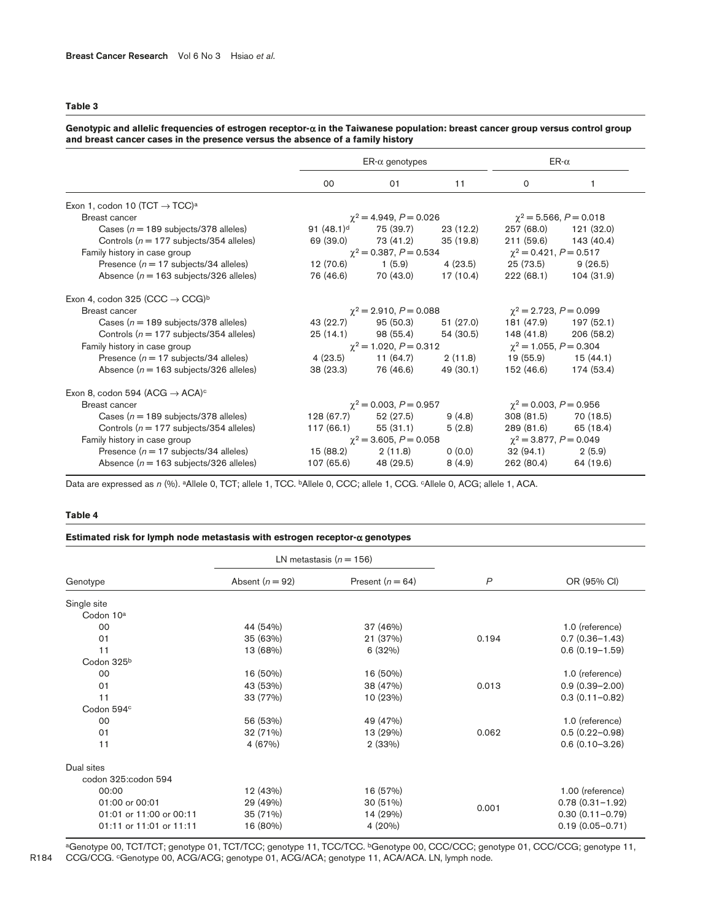**Table 3**

**Genotypic and allelic frequencies of estrogen receptor-α in the Taiwanese population: breast cancer group versus control group and breast cancer cases in the presence versus the absence of a family history**

| | ER-α genotypes | | | ER-α | |
|---|---|---|---|---|---|
| | 00 | 01 | 11 | 0 | 1 |
| Exon 1, codon 10 (TCT → TCC)[a] | | | | | |
| Breast cancer | $\chi^2 = 4.949$, $P = 0.026$ | | | $\chi^2 = 5.566$, $P = 0.018$ | |
| Cases ($n = 189$ subjects/378 alleles) | 91 (48.1)[d] | 75 (39.7) | 23 (12.2) | 257 (68.0) | 121 (32.0) |
| Controls ($n = 177$ subjects/354 alleles) | 69 (39.0) | 73 (41.2) | 35 (19.8) | 211 (59.6) | 143 (40.4) |
| Family history in case group | $\chi^2 = 0.387$, $P = 0.534$ | | | $\chi^2 = 0.421$, $P = 0.517$ | |
| Presence ($n = 17$ subjects/34 alleles) | 12 (70.6) | 1 (5.9) | 4 (23.5) | 25 (73.5) | 9 (26.5) |
| Absence ($n = 163$ subjects/326 alleles) | 76 (46.6) | 70 (43.0) | 17 (10.4) | 222 (68.1) | 104 (31.9) |
| Exon 4, codon 325 (CCC → CCG)[b] | | | | | |
| Breast cancer | $\chi^2 = 2.910$, $P = 0.088$ | | | $\chi^2 = 2.723$, $P = 0.099$ | |
| Cases ($n = 189$ subjects/378 alleles) | 43 (22.7) | 95 (50.3) | 51 (27.0) | 181 (47.9) | 197 (52.1) |
| Controls ($n = 177$ subjects/354 alleles) | 25 (14.1) | 98 (55.4) | 54 (30.5) | 148 (41.8) | 206 (58.2) |
| Family history in case group | $\chi^2 = 1.020$, $P = 0.312$ | | | $\chi^2 = 1.055$, $P = 0.304$ | |
| Presence ($n = 17$ subjects/34 alleles) | 4 (23.5) | 11 (64.7) | 2 (11.8) | 19 (55.9) | 15 (44.1) |
| Absence ($n = 163$ subjects/326 alleles) | 38 (23.3) | 76 (46.6) | 49 (30.1) | 152 (46.6) | 174 (53.4) |
| Exon 8, codon 594 (ACG → ACA)[c] | | | | | |
| Breast cancer | $\chi^2 = 0.003$, $P = 0.957$ | | | $\chi^2 = 0.003$, $P = 0.956$ | |
| Cases ($n = 189$ subjects/378 alleles) | 128 (67.7) | 52 (27.5) | 9 (4.8) | 308 (81.5) | 70 (18.5) |
| Controls ($n = 177$ subjects/354 alleles) | 117 (66.1) | 55 (31.1) | 5 (2.8) | 289 (81.6) | 65 (18.4) |
| Family history in case group | $\chi^2 = 3.605$, $P = 0.058$ | | | $\chi^2 = 3.877$, $P = 0.049$ | |
| Presence ($n = 17$ subjects/34 alleles) | 15 (88.2) | 2 (11.8) | 0 (0.0) | 32 (94.1) | 2 (5.9) |
| Absence ($n = 163$ subjects/326 alleles) | 107 (65.6) | 48 (29.5) | 8 (4.9) | 262 (80.4) | 64 (19.6) |

Data are expressed as *n* (%). [a]Allele 0, TCT; allele 1, TCC. [b]Allele 0, CCC; allele 1, CCG. [c]Allele 0, ACG; allele 1, ACA.

**Table 4**

**Estimated risk for lymph node metastasis with estrogen receptor-α genotypes**

| Genotype | LN metastasis ($n = 156$) Absent ($n = 92$) | Present ($n = 64$) | *P* | OR (95% CI) |
|---|---|---|---|---|
| Single site | | | | |
| Codon 10[a] | | | | |
| 00 | 44 (54%) | 37 (46%) | | 1.0 (reference) |
| 01 | 35 (63%) | 21 (37%) | 0.194 | 0.7 (0.36–1.43) |
| 11 | 13 (68%) | 6 (32%) | | 0.6 (0.19–1.59) |
| Codon 325[b] | | | | |
| 00 | 16 (50%) | 16 (50%) | | 1.0 (reference) |
| 01 | 43 (53%) | 38 (47%) | 0.013 | 0.9 (0.39–2.00) |
| 11 | 33 (77%) | 10 (23%) | | 0.3 (0.11–0.82) |
| Codon 594[c] | | | | |
| 00 | 56 (53%) | 49 (47%) | | 1.0 (reference) |
| 01 | 32 (71%) | 13 (29%) | 0.062 | 0.5 (0.22–0.98) |
| 11 | 4 (67%) | 2 (33%) | | 0.6 (0.10–3.26) |
| Dual sites | | | | |
| codon 325:codon 594 | | | | |
| 00:00 | 12 (43%) | 16 (57%) | | 1.00 (reference) |
| 01:00 or 00:01 | 29 (49%) | 30 (51%) | 0.001 | 0.78 (0.31–1.92) |
| 01:01 or 11:00 or 00:11 | 35 (71%) | 14 (29%) | | 0.30 (0.11–0.79) |
| 01:11 or 11:01 or 11:11 | 16 (80%) | 4 (20%) | | 0.19 (0.05–0.71) |

[a]Genotype 00, TCT/TCT; genotype 01, TCT/TCC; genotype 11, TCC/TCC. [b]Genotype 00, CCC/CCC; genotype 01, CCC/CCG; genotype 11, CCG/CCG. [c]Genotype 00, ACG/ACG; genotype 01, ACG/ACA; genotype 11, ACA/ACA. LN, lymph node.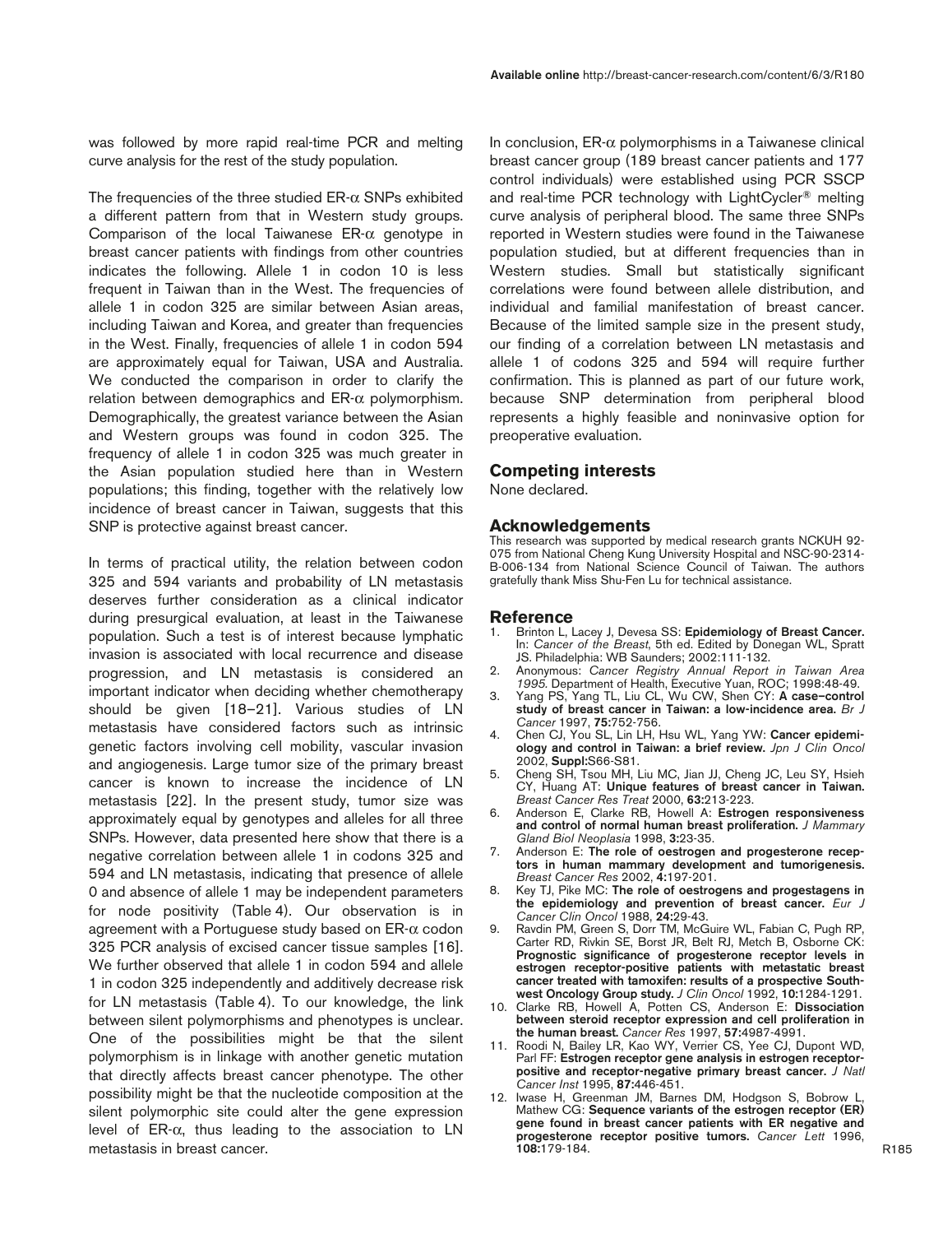was followed by more rapid real-time PCR and melting curve analysis for the rest of the study population.

The frequencies of the three studied ER-α SNPs exhibited a different pattern from that in Western study groups. Comparison of the local Taiwanese ER-α genotype in breast cancer patients with findings from other countries indicates the following. Allele 1 in codon 10 is less frequent in Taiwan than in the West. The frequencies of allele 1 in codon 325 are similar between Asian areas, including Taiwan and Korea, and greater than frequencies in the West. Finally, frequencies of allele 1 in codon 594 are approximately equal for Taiwan, USA and Australia. We conducted the comparison in order to clarify the relation between demographics and ER-α polymorphism. Demographically, the greatest variance between the Asian and Western groups was found in codon 325. The frequency of allele 1 in codon 325 was much greater in the Asian population studied here than in Western populations; this finding, together with the relatively low incidence of breast cancer in Taiwan, suggests that this SNP is protective against breast cancer.

In terms of practical utility, the relation between codon 325 and 594 variants and probability of LN metastasis deserves further consideration as a clinical indicator during presurgical evaluation, at least in the Taiwanese population. Such a test is of interest because lymphatic invasion is associated with local recurrence and disease progression, and LN metastasis is considered an important indicator when deciding whether chemotherapy should be given [18–21]. Various studies of LN metastasis have considered factors such as intrinsic genetic factors involving cell mobility, vascular invasion and angiogenesis. Large tumor size of the primary breast cancer is known to increase the incidence of LN metastasis [22]. In the present study, tumor size was approximately equal by genotypes and alleles for all three SNPs. However, data presented here show that there is a negative correlation between allele 1 in codons 325 and 594 and LN metastasis, indicating that presence of allele 0 and absence of allele 1 may be independent parameters for node positivity (Table 4). Our observation is in agreement with a Portuguese study based on ER-α codon 325 PCR analysis of excised cancer tissue samples [16]. We further observed that allele 1 in codon 594 and allele 1 in codon 325 independently and additively decrease risk for LN metastasis (Table 4). To our knowledge, the link between silent polymorphisms and phenotypes is unclear. One of the possibilities might be that the silent polymorphism is in linkage with another genetic mutation that directly affects breast cancer phenotype. The other possibility might be that the nucleotide composition at the silent polymorphic site could alter the gene expression level of ER-α, thus leading to the association to LN metastasis in breast cancer.

In conclusion, ER-α polymorphisms in a Taiwanese clinical breast cancer group (189 breast cancer patients and 177 control individuals) were established using PCR SSCP and real-time PCR technology with LightCycler® melting curve analysis of peripheral blood. The same three SNPs reported in Western studies were found in the Taiwanese population studied, but at different frequencies than in Western studies. Small but statistically significant correlations were found between allele distribution, and individual and familial manifestation of breast cancer. Because of the limited sample size in the present study, our finding of a correlation between LN metastasis and allele 1 of codons 325 and 594 will require further confirmation. This is planned as part of our future work, because SNP determination from peripheral blood represents a highly feasible and noninvasive option for preoperative evaluation.

## Competing interests

None declared.

## Acknowledgements

This research was supported by medical research grants NCKUH 92-075 from National Cheng Kung University Hospital and NSC-90-2314-B-006-134 from National Science Council of Taiwan. The authors gratefully thank Miss Shu-Fen Lu for technical assistance.

## Reference

1. Brinton L, Lacey J, Devesa SS: **Epidemiology of Breast Cancer.** In: *Cancer of the Breast*, 5th ed. Edited by Donegan WL, Spratt JS. Philadelphia: WB Saunders; 2002:111-132.
2. Anonymous: *Cancer Registry Annual Report in Taiwan Area 1995*. Department of Health, Executive Yuan, ROC; 1998:48-49.
3. Yang PS, Yang TL, Liu CL, Wu CW, Shen CY: **A case–control study of breast cancer in Taiwan: a low-incidence area.** *Br J Cancer* 1997, **75:**752-756.
4. Chen CJ, You SL, Lin LH, Hsu WL, Yang YW: **Cancer epidemiology and control in Taiwan: a brief review.** *Jpn J Clin Oncol* 2002, **Suppl:**S66-S81.
5. Cheng SH, Tsou MH, Liu MC, Jian JJ, Cheng JC, Leu SY, Hsieh CY, Huang AT: **Unique features of breast cancer in Taiwan.** *Breast Cancer Res Treat* 2000, **63:**213-223.
6. Anderson E, Clarke RB, Howell A: **Estrogen responsiveness and control of normal human breast proliferation.** *J Mammary Gland Biol Neoplasia* 1998, **3:**23-35.
7. Anderson E: **The role of oestrogen and progesterone receptors in human mammary development and tumorigenesis.** *Breast Cancer Res* 2002, **4:**197-201.
8. Key TJ, Pike MC: **The role of oestrogens and progestagens in the epidemiology and prevention of breast cancer.** *Eur J Cancer Clin Oncol* 1988, **24:**29-43.
9. Ravdin PM, Green S, Dorr TM, McGuire WL, Fabian C, Pugh RP, Carter RD, Rivkin SE, Borst JR, Belt RJ, Metch B, Osborne CK: **Prognostic significance of progesterone receptor levels in estrogen receptor-positive patients with metastatic breast cancer treated with tamoxifen: results of a prospective Southwest Oncology Group study.** *J Clin Oncol* 1992, **10:**1284-1291.
10. Clarke RB, Howell A, Potten CS, Anderson E: **Dissociation between steroid receptor expression and cell proliferation in the human breast.** *Cancer Res* 1997, **57:**4987-4991.
11. Roodi N, Bailey LR, Kao WY, Verrier CS, Yee CJ, Dupont WD, Parl FF: **Estrogen receptor gene analysis in estrogen receptor-positive and receptor-negative primary breast cancer.** *J Natl Cancer Inst* 1995, **87:**446-451.
12. Iwase H, Greenman JM, Barnes DM, Hodgson S, Bobrow L, Mathew CG: **Sequence variants of the estrogen receptor (ER) gene found in breast cancer patients with ER negative and progesterone receptor positive tumors.** *Cancer Lett* 1996, **108:**179-184.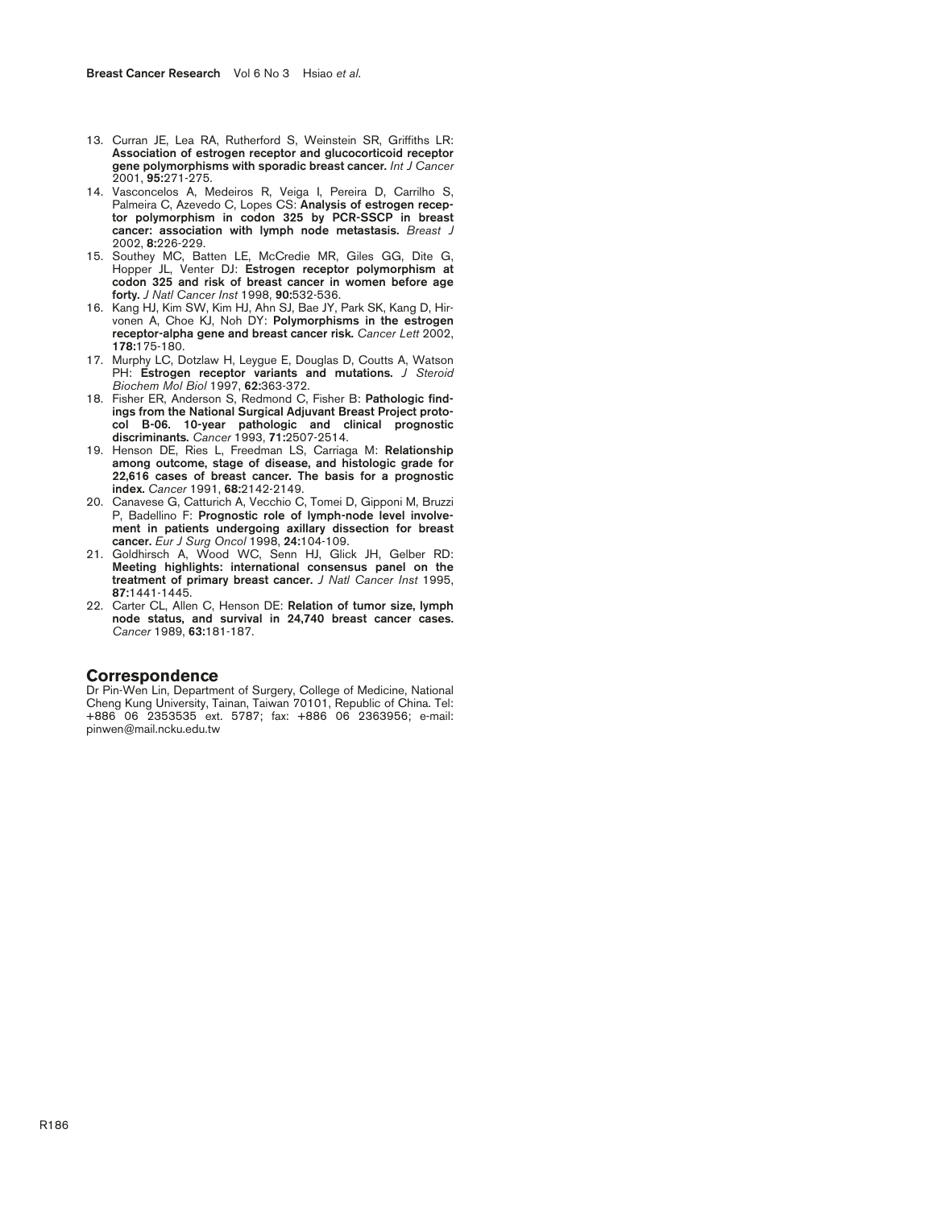13. Curran JE, Lea RA, Rutherford S, Weinstein SR, Griffiths LR: **Association of estrogen receptor and glucocorticoid receptor gene polymorphisms with sporadic breast cancer.** *Int J Cancer* 2001, **95:**271-275.
14. Vasconcelos A, Medeiros R, Veiga I, Pereira D, Carrilho S, Palmeira C, Azevedo C, Lopes CS: **Analysis of estrogen receptor polymorphism in codon 325 by PCR-SSCP in breast cancer: association with lymph node metastasis.** *Breast J* 2002, **8:**226-229.
15. Southey MC, Batten LE, McCredie MR, Giles GG, Dite G, Hopper JL, Venter DJ: **Estrogen receptor polymorphism at codon 325 and risk of breast cancer in women before age forty.** *J Natl Cancer Inst* 1998, **90:**532-536.
16. Kang HJ, Kim SW, Kim HJ, Ahn SJ, Bae JY, Park SK, Kang D, Hirvonen A, Choe KJ, Noh DY: **Polymorphisms in the estrogen receptor-alpha gene and breast cancer risk.** *Cancer Lett* 2002, **178:**175-180.
17. Murphy LC, Dotzlaw H, Leygue E, Douglas D, Coutts A, Watson PH: **Estrogen receptor variants and mutations.** *J Steroid Biochem Mol Biol* 1997, **62:**363-372.
18. Fisher ER, Anderson S, Redmond C, Fisher B: **Pathologic findings from the National Surgical Adjuvant Breast Project protocol B-06. 10-year pathologic and clinical prognostic discriminants.** *Cancer* 1993, **71:**2507-2514.
19. Henson DE, Ries L, Freedman LS, Carriaga M: **Relationship among outcome, stage of disease, and histologic grade for 22,616 cases of breast cancer. The basis for a prognostic index.** *Cancer* 1991, **68:**2142-2149.
20. Canavese G, Catturich A, Vecchio C, Tomei D, Gipponi M, Bruzzi P, Badellino F: **Prognostic role of lymph-node level involvement in patients undergoing axillary dissection for breast cancer.** *Eur J Surg Oncol* 1998, **24:**104-109.
21. Goldhirsch A, Wood WC, Senn HJ, Glick JH, Gelber RD: **Meeting highlights: international consensus panel on the treatment of primary breast cancer.** *J Natl Cancer Inst* 1995, **87:**1441-1445.
22. Carter CL, Allen C, Henson DE: **Relation of tumor size, lymph node status, and survival in 24,740 breast cancer cases.** *Cancer* 1989, **63:**181-187.

## Correspondence

Dr Pin-Wen Lin, Department of Surgery, College of Medicine, National Cheng Kung University, Tainan, Taiwan 70101, Republic of China. Tel: +886 06 2353535 ext. 5787; fax: +886 06 2363956; e-mail: pinwen@mail.ncku.edu.tw